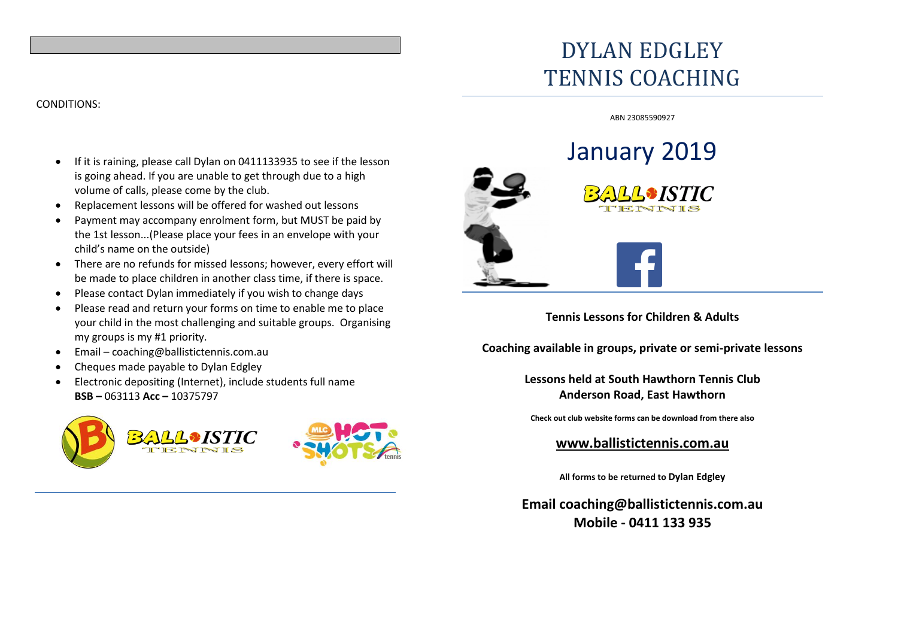CONDITIONS:

- If it is raining, please call Dylan on 0411133935 to see if the lesson is going ahead. If you are unable to get through due to a high volume of calls, please come by the club.
- Replacement lessons will be offered for washed out lessons
- Payment may accompany enrolment form, but MUST be paid by the 1st lesson...(Please place your fees in an envelope with your child's name on the outside)
- There are no refunds for missed lessons; however, every effort will be made to place children in another class time, if there is space.
- Please contact Dylan immediately if you wish to change days
- Please read and return your forms on time to enable me to place your child in the most challenging and suitable groups. Organising my groups is my #1 priority.
- Email – coaching@ballistictennis.com.au
- Cheques made payable to Dylan Edgley
- Electronic depositing (Internet), include students full name **BSB –** 063113 **Acc –** 10375797

BALLISTIC TENNIS

MLC HOT SHOTS tennis

# DYLAN EDGLEY TENNIS COACHING

ABN 23085590927

## January 2019

BALLISTIC TENNIS

**Tennis Lessons for Children & Adults**

**Coaching available in groups, private or semi-private lessons**

**Lessons held at South Hawthorn Tennis Club**
**Anderson Road, East Hawthorn**

**Check out club website forms can be download from there also**

**www.ballistictennis.com.au**

**All forms to be returned to Dylan Edgley**

**Email coaching@ballistictennis.com.au**
**Mobile - 0411 133 935**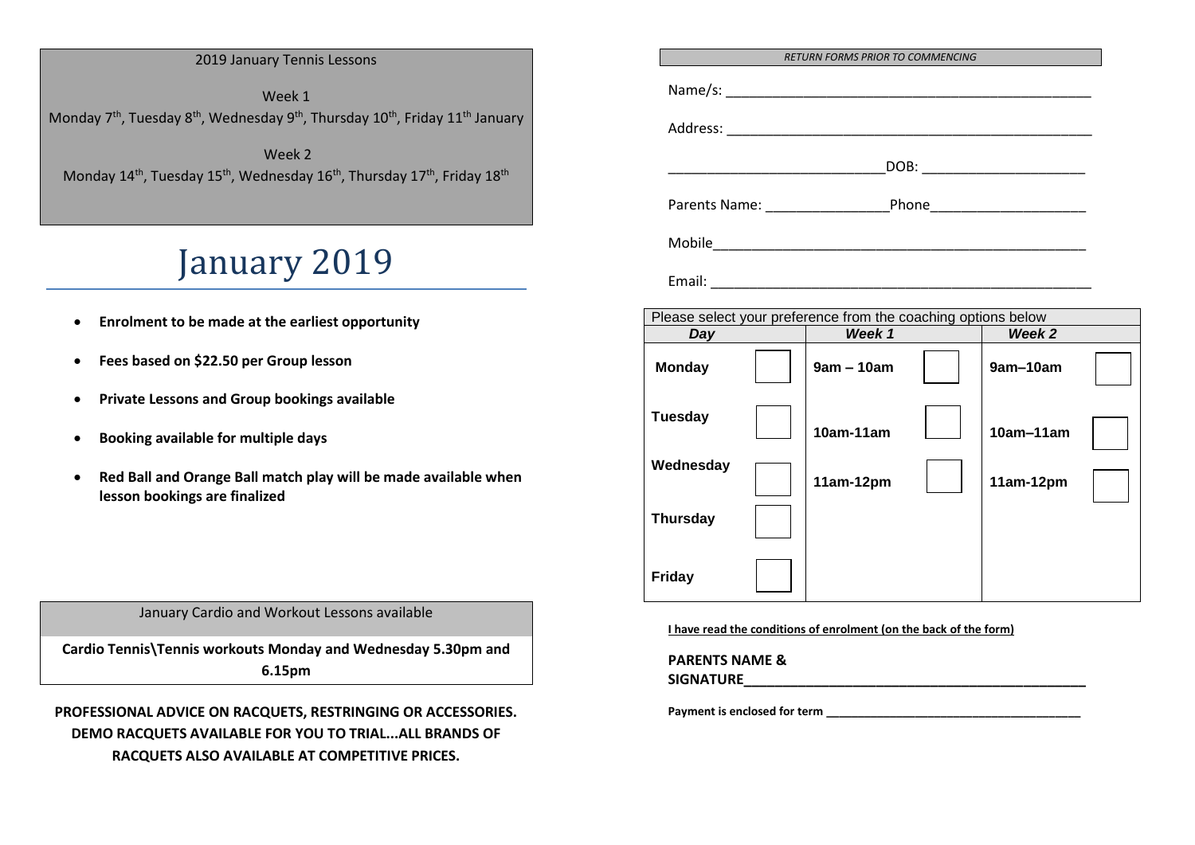2019 January Tennis Lessons

Week 1
Monday 7th, Tuesday 8th, Wednesday 9th, Thursday 10th, Friday 11th January

Week 2
Monday 14th, Tuesday 15th, Wednesday 16th, Thursday 17th, Friday 18th

# January 2019

- **Enrolment to be made at the earliest opportunity**
- **Fees based on $22.50 per Group lesson**
- **Private Lessons and Group bookings available**
- **Booking available for multiple days**
- **Red Ball and Orange Ball match play will be made available when lesson bookings are finalized**

January Cardio and Workout Lessons available

**Cardio Tennis\Tennis workouts Monday and Wednesday 5.30pm and 6.15pm**

**PROFESSIONAL ADVICE ON RACQUETS, RESTRINGING OR ACCESSORIES. DEMO RACQUETS AVAILABLE FOR YOU TO TRIAL...ALL BRANDS OF RACQUETS ALSO AVAILABLE AT COMPETITIVE PRICES.**

*RETURN FORMS PRIOR TO COMMENCING*

Name/s: ______________________________________________

Address: ______________________________________________

___________________________DOB: _____________________

Parents Name: _______________Phone___________________

Mobile________________________________________________

Email: ________________________________________________

Please select your preference from the coaching options below

| *Day* | | *Week 1* | | *Week 2* | |
|---|---|---|---|---|---|
| **Monday** | ☐ | **9am – 10am** | ☐ | **9am–10am** | ☐ |
| **Tuesday** | ☐ | **10am-11am** | ☐ | **10am–11am** | ☐ |
| **Wednesday** | ☐ | **11am-12pm** | ☐ | **11am-12pm** | ☐ |
| **Thursday** | ☐ | | | | |
| **Friday** | ☐ | | | | |

**I have read the conditions of enrolment (on the back of the form)**

**PARENTS NAME & SIGNATURE______________________________________________**

**Payment is enclosed for term ______________________________________**